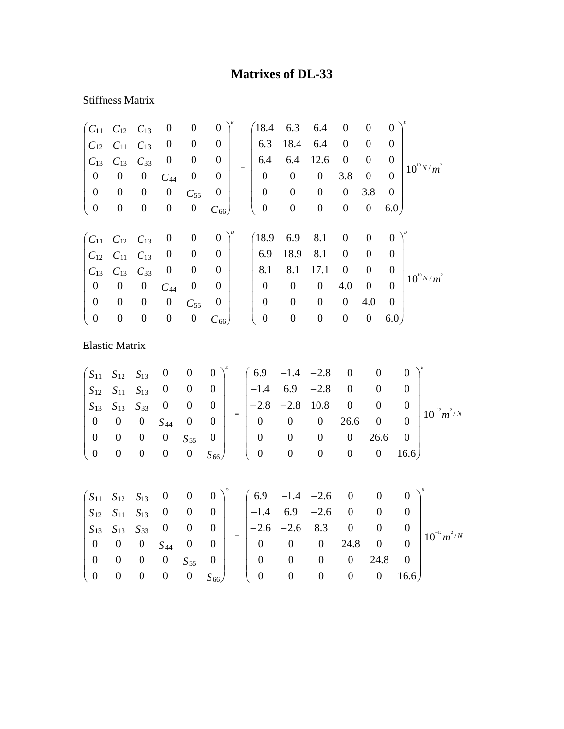# Matrixes of DL-33

Stiffness Matrix

$$
\begin{pmatrix}
C_{11} & C_{12} & C_{13} & 0 & 0 & 0 \\
C_{12} & C_{11} & C_{13} & 0 & 0 & 0 \\
C_{13} & C_{13} & C_{33} & 0 & 0 & 0 \\
0 & 0 & 0 & C_{44} & 0 & 0 \\
0 & 0 & 0 & 0 & C_{55} & 0 \\
0 & 0 & 0 & 0 & 0 & C_{66}
\end{pmatrix}^{E}
=
\begin{pmatrix}
18.4 & 6.3 & 6.4 & 0 & 0 & 0 \\
6.3 & 18.4 & 6.4 & 0 & 0 & 0 \\
6.4 & 6.4 & 12.6 & 0 & 0 & 0 \\
0 & 0 & 0 & 3.8 & 0 & 0 \\
0 & 0 & 0 & 0 & 3.8 & 0 \\
0 & 0 & 0 & 0 & 0 & 6.0
\end{pmatrix}^{E} 10^{10}\, N/m^{2}
$$

$$
\begin{pmatrix}
C_{11} & C_{12} & C_{13} & 0 & 0 & 0 \\
C_{12} & C_{11} & C_{13} & 0 & 0 & 0 \\
C_{13} & C_{13} & C_{33} & 0 & 0 & 0 \\
0 & 0 & 0 & C_{44} & 0 & 0 \\
0 & 0 & 0 & 0 & C_{55} & 0 \\
0 & 0 & 0 & 0 & 0 & C_{66}
\end{pmatrix}^{D}
=
\begin{pmatrix}
18.9 & 6.9 & 8.1 & 0 & 0 & 0 \\
6.9 & 18.9 & 8.1 & 0 & 0 & 0 \\
8.1 & 8.1 & 17.1 & 0 & 0 & 0 \\
0 & 0 & 0 & 4.0 & 0 & 0 \\
0 & 0 & 0 & 0 & 4.0 & 0 \\
0 & 0 & 0 & 0 & 0 & 6.0
\end{pmatrix}^{D} 10^{10}\, N/m^{2}
$$

Elastic Matrix

$$
\begin{pmatrix}
S_{11} & S_{12} & S_{13} & 0 & 0 & 0 \\
S_{12} & S_{11} & S_{13} & 0 & 0 & 0 \\
S_{13} & S_{13} & S_{33} & 0 & 0 & 0 \\
0 & 0 & 0 & S_{44} & 0 & 0 \\
0 & 0 & 0 & 0 & S_{55} & 0 \\
0 & 0 & 0 & 0 & 0 & S_{66}
\end{pmatrix}^{E}
=
\begin{pmatrix}
6.9 & -1.4 & -2.8 & 0 & 0 & 0 \\
-1.4 & 6.9 & -2.8 & 0 & 0 & 0 \\
-2.8 & -2.8 & 10.8 & 0 & 0 & 0 \\
0 & 0 & 0 & 26.6 & 0 & 0 \\
0 & 0 & 0 & 0 & 26.6 & 0 \\
0 & 0 & 0 & 0 & 0 & 16.6
\end{pmatrix}^{E} 10^{-12}\, m^{2}/N
$$

$$
\begin{pmatrix}
S_{11} & S_{12} & S_{13} & 0 & 0 & 0 \\
S_{12} & S_{11} & S_{13} & 0 & 0 & 0 \\
S_{13} & S_{13} & S_{33} & 0 & 0 & 0 \\
0 & 0 & 0 & S_{44} & 0 & 0 \\
0 & 0 & 0 & 0 & S_{55} & 0 \\
0 & 0 & 0 & 0 & 0 & S_{66}
\end{pmatrix}^{D}
=
\begin{pmatrix}
6.9 & -1.4 & -2.6 & 0 & 0 & 0 \\
-1.4 & 6.9 & -2.6 & 0 & 0 & 0 \\
-2.6 & -2.6 & 8.3 & 0 & 0 & 0 \\
0 & 0 & 0 & 24.8 & 0 & 0 \\
0 & 0 & 0 & 0 & 24.8 & 0 \\
0 & 0 & 0 & 0 & 0 & 16.6
\end{pmatrix}^{D} 10^{-12}\, m^{2}/N
$$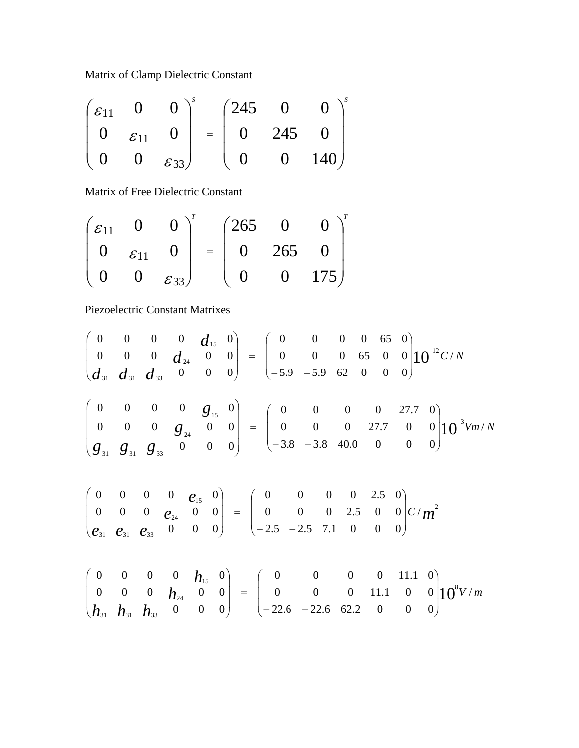Matrix of Clamp Dielectric Constant

$$\begin{pmatrix} \varepsilon_{11} & 0 & 0 \\ 0 & \varepsilon_{11} & 0 \\ 0 & 0 & \varepsilon_{33} \end{pmatrix}^S = \begin{pmatrix} 245 & 0 & 0 \\ 0 & 245 & 0 \\ 0 & 0 & 140 \end{pmatrix}^S$$

Matrix of Free Dielectric Constant

$$\begin{pmatrix} \varepsilon_{11} & 0 & 0 \\ 0 & \varepsilon_{11} & 0 \\ 0 & 0 & \varepsilon_{33} \end{pmatrix}^T = \begin{pmatrix} 265 & 0 & 0 \\ 0 & 265 & 0 \\ 0 & 0 & 175 \end{pmatrix}^T$$

Piezoelectric Constant Matrixes

$$\begin{pmatrix} 0 & 0 & 0 & 0 & d_{15} & 0 \\ 0 & 0 & 0 & d_{24} & 0 & 0 \\ d_{31} & d_{31} & d_{33} & 0 & 0 & 0 \end{pmatrix} = \begin{pmatrix} 0 & 0 & 0 & 0 & 65 & 0 \\ 0 & 0 & 0 & 65 & 0 & 0 \\ -5.9 & -5.9 & 62 & 0 & 0 & 0 \end{pmatrix} 10^{-12}\, C/N$$

$$\begin{pmatrix} 0 & 0 & 0 & 0 & g_{15} & 0 \\ 0 & 0 & 0 & g_{24} & 0 & 0 \\ g_{31} & g_{31} & g_{33} & 0 & 0 & 0 \end{pmatrix} = \begin{pmatrix} 0 & 0 & 0 & 0 & 27.7 & 0 \\ 0 & 0 & 0 & 27.7 & 0 & 0 \\ -3.8 & -3.8 & 40.0 & 0 & 0 & 0 \end{pmatrix} 10^{-3}\, Vm/N$$

$$\begin{pmatrix} 0 & 0 & 0 & 0 & e_{15} & 0 \\ 0 & 0 & 0 & e_{24} & 0 & 0 \\ e_{31} & e_{31} & e_{33} & 0 & 0 & 0 \end{pmatrix} = \begin{pmatrix} 0 & 0 & 0 & 0 & 2.5 & 0 \\ 0 & 0 & 0 & 2.5 & 0 & 0 \\ -2.5 & -2.5 & 7.1 & 0 & 0 & 0 \end{pmatrix} C/m^2$$

$$\begin{pmatrix} 0 & 0 & 0 & 0 & h_{15} & 0 \\ 0 & 0 & 0 & h_{24} & 0 & 0 \\ h_{31} & h_{31} & h_{33} & 0 & 0 & 0 \end{pmatrix} = \begin{pmatrix} 0 & 0 & 0 & 0 & 11.1 & 0 \\ 0 & 0 & 0 & 11.1 & 0 & 0 \\ -22.6 & -22.6 & 62.2 & 0 & 0 & 0 \end{pmatrix} 10^{8}\, V/m$$